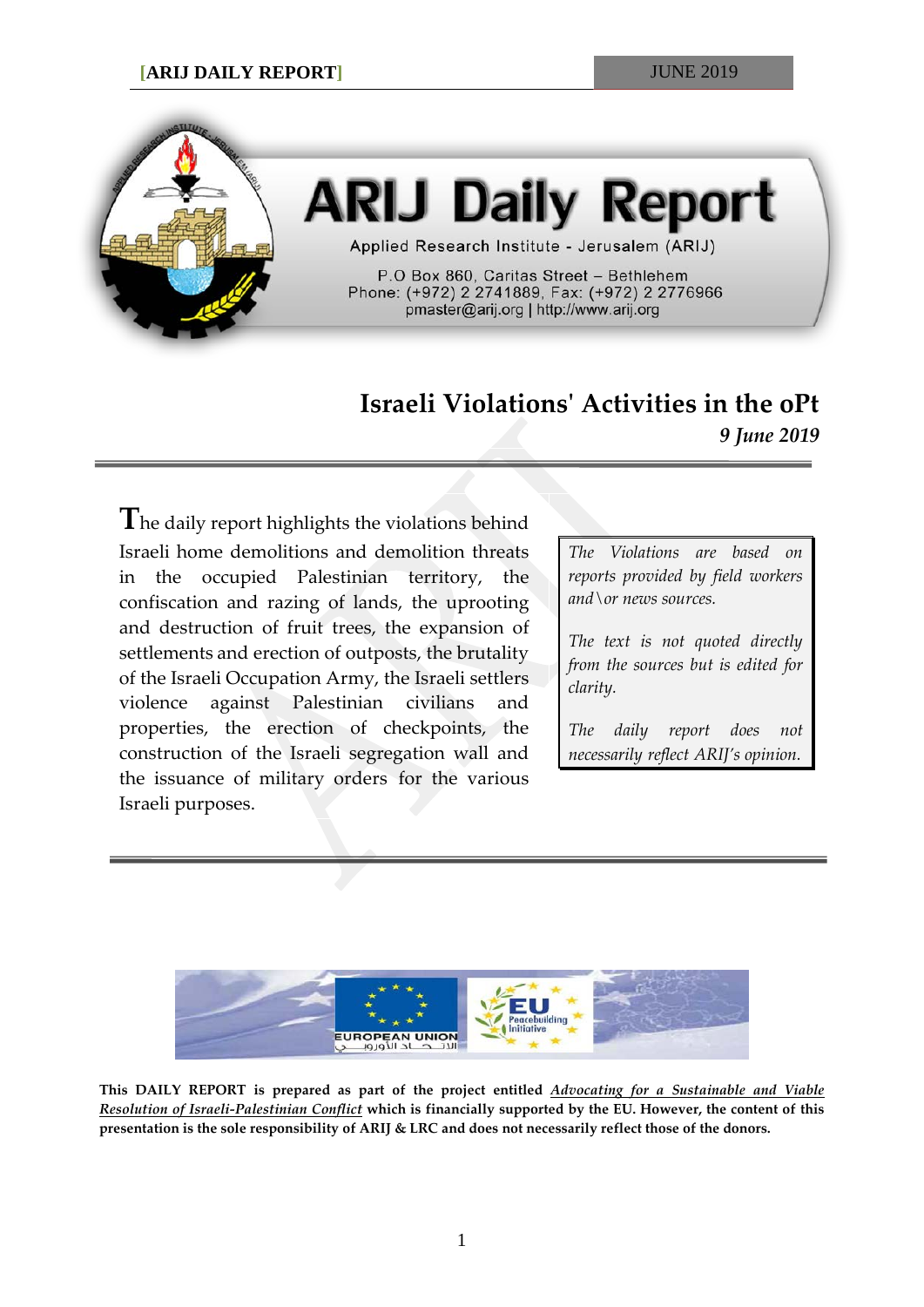# ARIJ Daily Report

Applied Research Institute - Jerusalem (ARIJ)

P.O Box 860, Caritas Street – Bethlehem
Phone: (+972) 2 2741889, Fax: (+972) 2 2776966
pmaster@arij.org | http://www.arij.org

## Israeli Violations' Activities in the oPt

*9 June 2019*

The daily report highlights the violations behind Israeli home demolitions and demolition threats in the occupied Palestinian territory, the confiscation and razing of lands, the uprooting and destruction of fruit trees, the expansion of settlements and erection of outposts, the brutality of the Israeli Occupation Army, the Israeli settlers violence against Palestinian civilians and properties, the erection of checkpoints, the construction of the Israeli segregation wall and the issuance of military orders for the various Israeli purposes.

*The Violations are based on reports provided by field workers and\or news sources.*

*The text is not quoted directly from the sources but is edited for clarity.*

*The daily report does not necessarily reflect ARIJ's opinion.*

**This DAILY REPORT is prepared as part of the project entitled *Advocating for a Sustainable and Viable Resolution of Israeli-Palestinian Conflict* which is financially supported by the EU. However, the content of this presentation is the sole responsibility of ARIJ & LRC and does not necessarily reflect those of the donors.**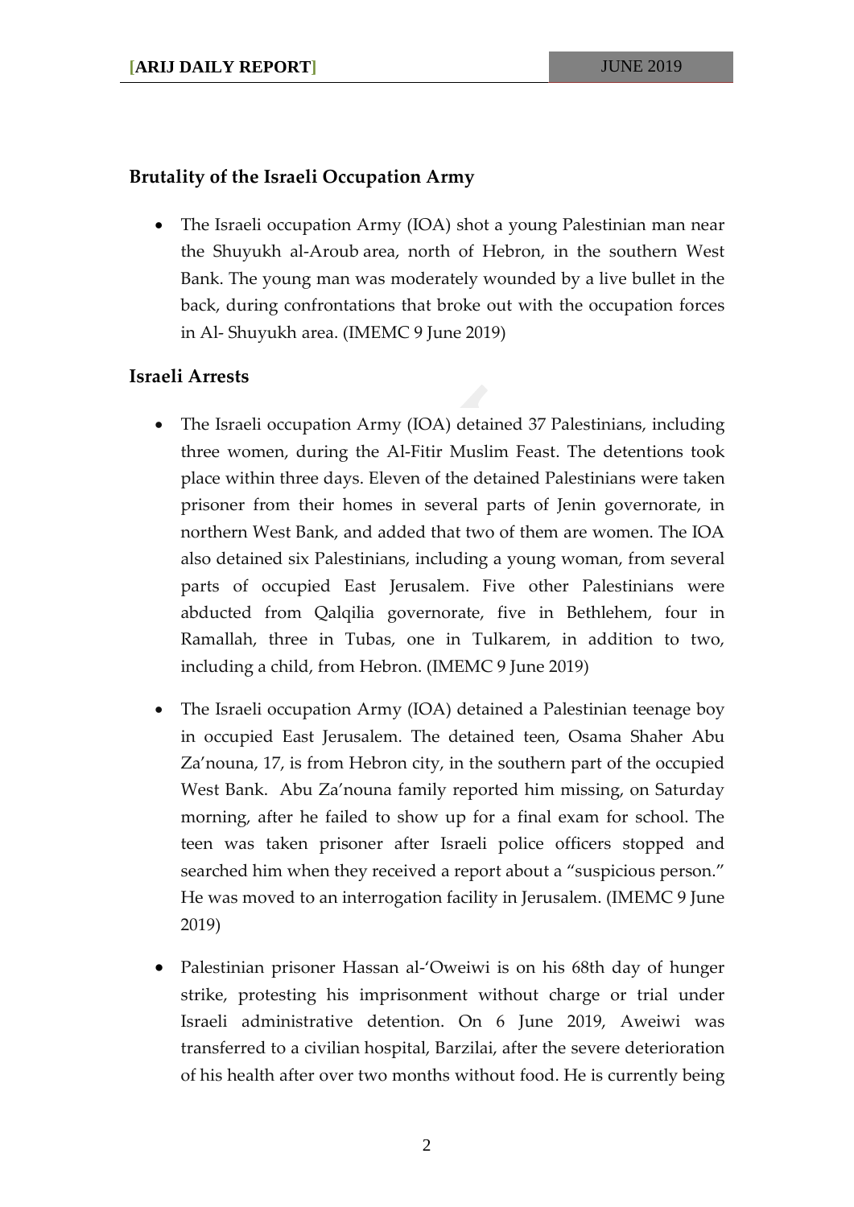### Brutality of the Israeli Occupation Army

- The Israeli occupation Army (IOA) shot a young Palestinian man near the Shuyukh al-Aroub area, north of Hebron, in the southern West Bank. The young man was moderately wounded by a live bullet in the back, during confrontations that broke out with the occupation forces in Al- Shuyukh area. (IMEMC 9 June 2019)

### Israeli Arrests

- The Israeli occupation Army (IOA) detained 37 Palestinians, including three women, during the Al-Fitir Muslim Feast. The detentions took place within three days. Eleven of the detained Palestinians were taken prisoner from their homes in several parts of Jenin governorate, in northern West Bank, and added that two of them are women. The IOA also detained six Palestinians, including a young woman, from several parts of occupied East Jerusalem. Five other Palestinians were abducted from Qalqilia governorate, five in Bethlehem, four in Ramallah, three in Tubas, one in Tulkarem, in addition to two, including a child, from Hebron. (IMEMC 9 June 2019)

- The Israeli occupation Army (IOA) detained a Palestinian teenage boy in occupied East Jerusalem. The detained teen, Osama Shaher Abu Za'nouna, 17, is from Hebron city, in the southern part of the occupied West Bank. Abu Za'nouna family reported him missing, on Saturday morning, after he failed to show up for a final exam for school. The teen was taken prisoner after Israeli police officers stopped and searched him when they received a report about a "suspicious person." He was moved to an interrogation facility in Jerusalem. (IMEMC 9 June 2019)

- Palestinian prisoner Hassan al-'Oweiwi is on his 68th day of hunger strike, protesting his imprisonment without charge or trial under Israeli administrative detention. On 6 June 2019, Aweiwi was transferred to a civilian hospital, Barzilai, after the severe deterioration of his health after over two months without food. He is currently being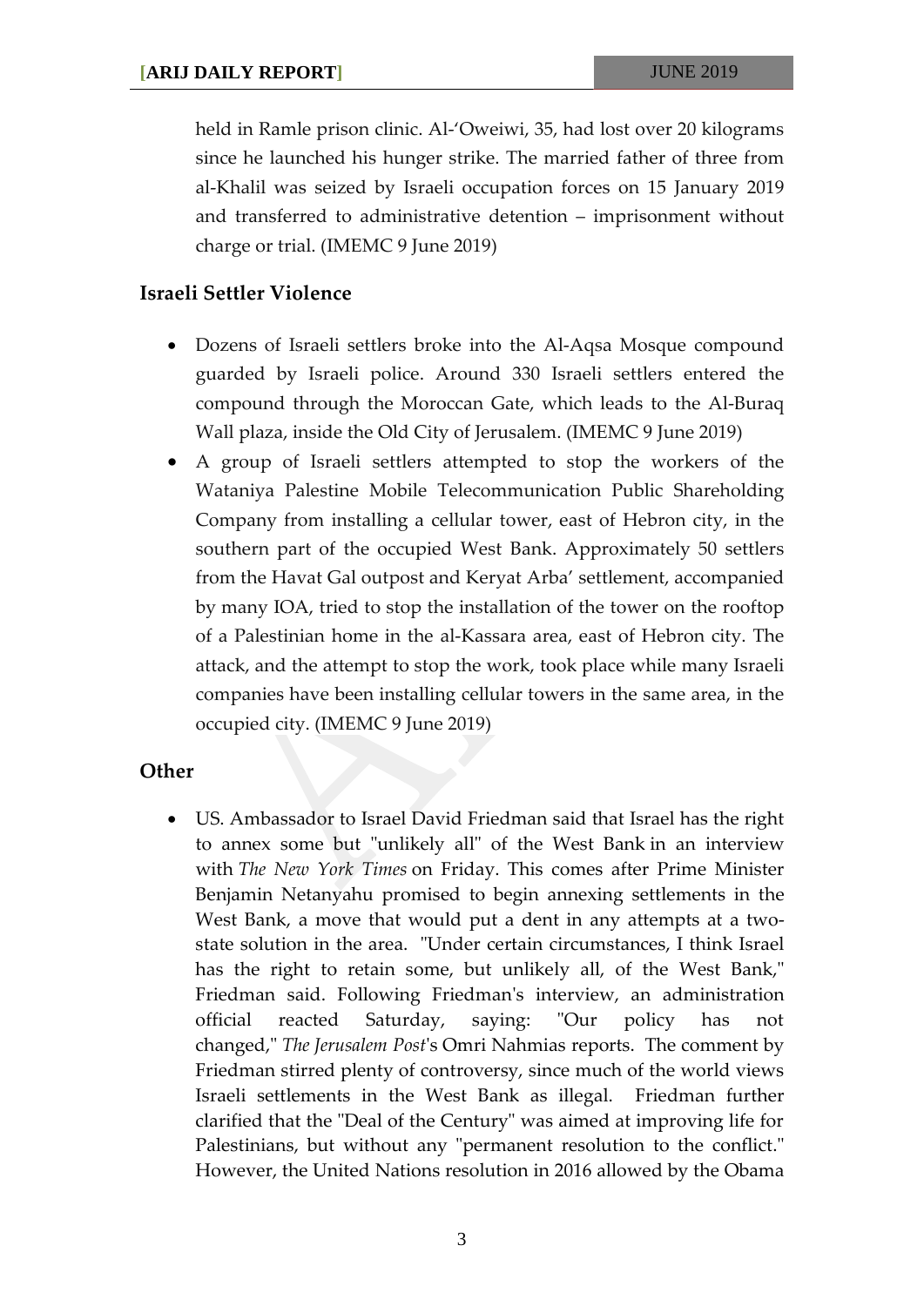held in Ramle prison clinic. Al-'Oweiwi, 35, had lost over 20 kilograms since he launched his hunger strike. The married father of three from al-Khalil was seized by Israeli occupation forces on 15 January 2019 and transferred to administrative detention – imprisonment without charge or trial. (IMEMC 9 June 2019)

## Israeli Settler Violence

- Dozens of Israeli settlers broke into the Al-Aqsa Mosque compound guarded by Israeli police. Around 330 Israeli settlers entered the compound through the Moroccan Gate, which leads to the Al-Buraq Wall plaza, inside the Old City of Jerusalem. (IMEMC 9 June 2019)
- A group of Israeli settlers attempted to stop the workers of the Wataniya Palestine Mobile Telecommunication Public Shareholding Company from installing a cellular tower, east of Hebron city, in the southern part of the occupied West Bank. Approximately 50 settlers from the Havat Gal outpost and Keryat Arba' settlement, accompanied by many IOA, tried to stop the installation of the tower on the rooftop of a Palestinian home in the al-Kassara area, east of Hebron city. The attack, and the attempt to stop the work, took place while many Israeli companies have been installing cellular towers in the same area, in the occupied city. (IMEMC 9 June 2019)

## Other

- US. Ambassador to Israel David Friedman said that Israel has the right to annex some but "unlikely all" of the West Bank in an interview with *The New York Times* on Friday. This comes after Prime Minister Benjamin Netanyahu promised to begin annexing settlements in the West Bank, a move that would put a dent in any attempts at a two-state solution in the area. "Under certain circumstances, I think Israel has the right to retain some, but unlikely all, of the West Bank," Friedman said. Following Friedman's interview, an administration official reacted Saturday, saying: "Our policy has not changed," *The Jerusalem Post*'s Omri Nahmias reports. The comment by Friedman stirred plenty of controversy, since much of the world views Israeli settlements in the West Bank as illegal. Friedman further clarified that the "Deal of the Century" was aimed at improving life for Palestinians, but without any "permanent resolution to the conflict." However, the United Nations resolution in 2016 allowed by the Obama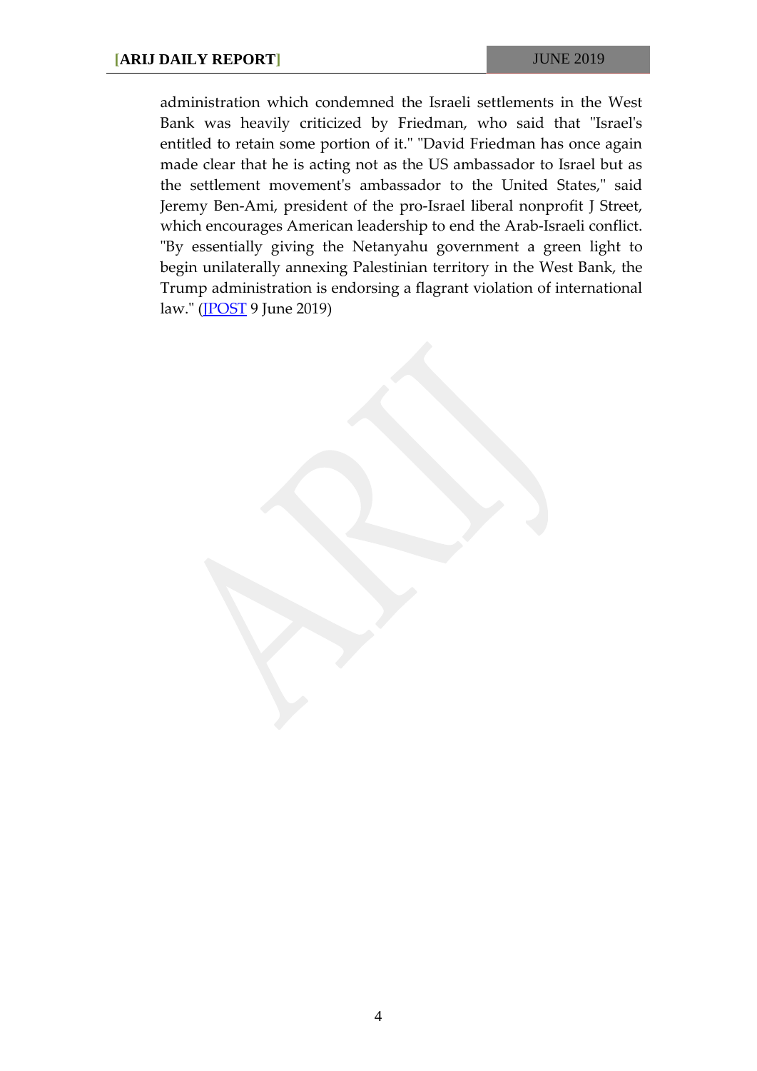administration which condemned the Israeli settlements in the West Bank was heavily criticized by Friedman, who said that "Israel's entitled to retain some portion of it." "David Friedman has once again made clear that he is acting not as the US ambassador to Israel but as the settlement movement's ambassador to the United States," said Jeremy Ben-Ami, president of the pro-Israel liberal nonprofit J Street, which encourages American leadership to end the Arab-Israeli conflict. "By essentially giving the Netanyahu government a green light to begin unilaterally annexing Palestinian territory in the West Bank, the Trump administration is endorsing a flagrant violation of international law." (JPOST 9 June 2019)